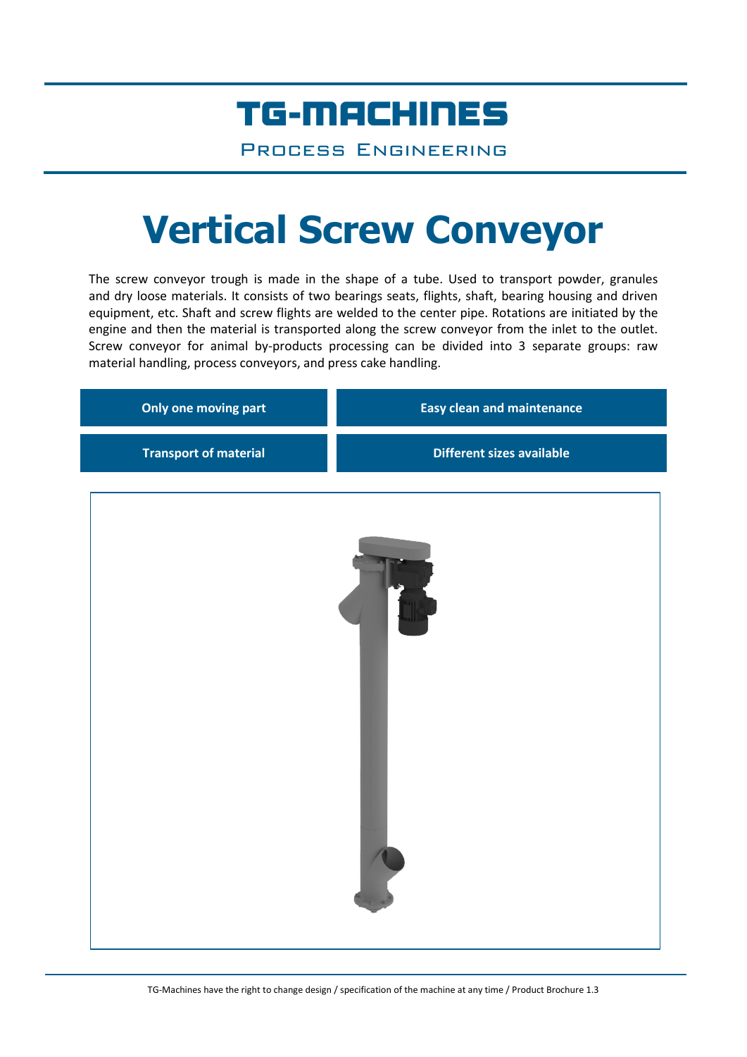# TG-MACHINES

PROCESS ENGINEERING

# Vertical Screw Conveyor

The screw conveyor trough is made in the shape of a tube. Used to transport powder, granules and dry loose materials. It consists of two bearings seats, flights, shaft, bearing housing and driven equipment, etc. Shaft and screw flights are welded to the center pipe. Rotations are initiated by the engine and then the material is transported along the screw conveyor from the inlet to the outlet. Screw conveyor for animal by-products processing can be divided into 3 separate groups: raw material handling, process conveyors, and press cake handling.

| | |
|---|---|
| **Only one moving part** | **Easy clean and maintenance** |
| **Transport of material** | **Different sizes available** |

TG-Machines have the right to change design / specification of the machine at any time / Product Brochure 1.3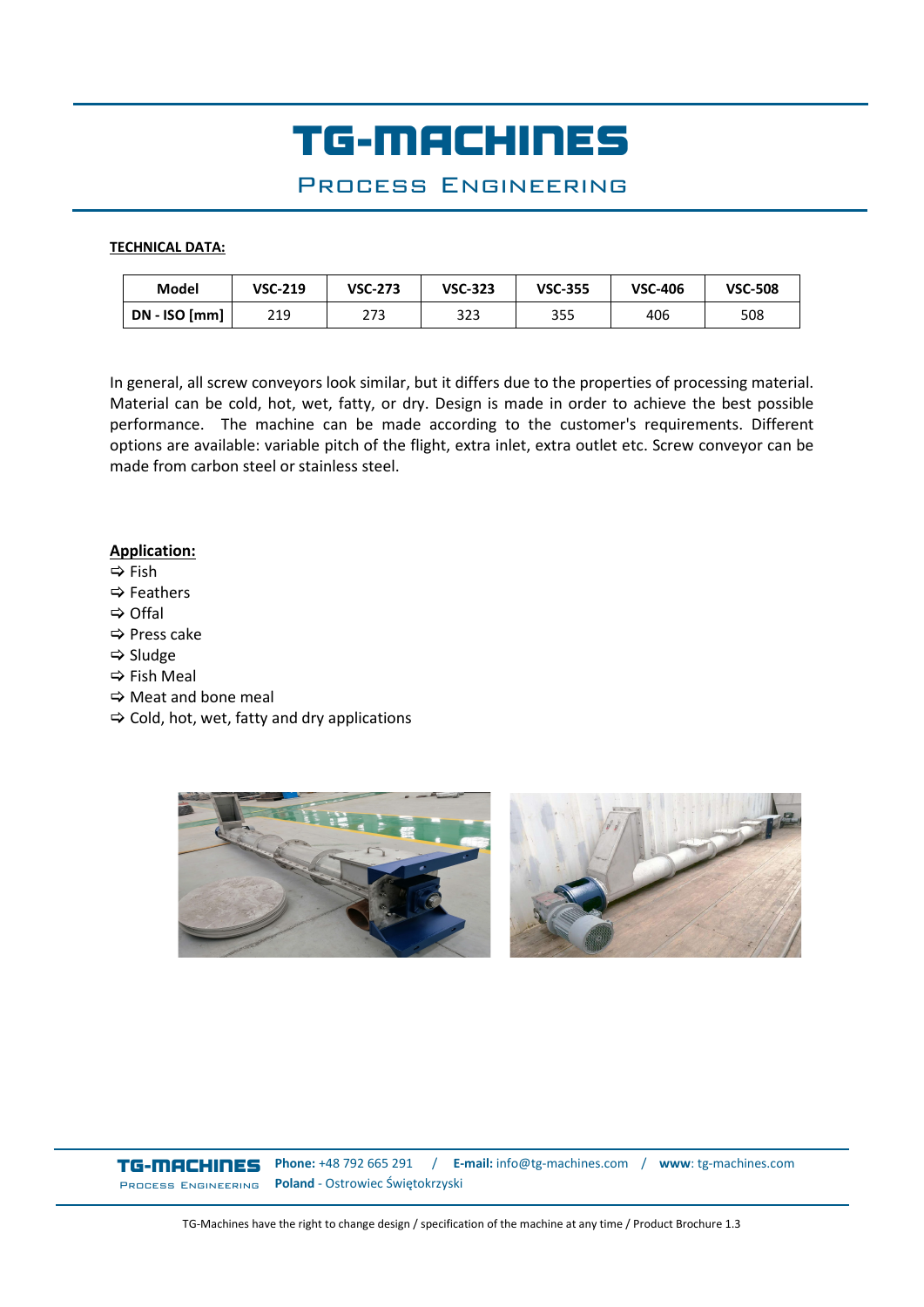**TECHNICAL DATA:**

| Model | VSC-219 | VSC-273 | VSC-323 | VSC-355 | VSC-406 | VSC-508 |
|---|---|---|---|---|---|---|
| DN - ISO [mm] | 219 | 273 | 323 | 355 | 406 | 508 |

In general, all screw conveyors look similar, but it differs due to the properties of processing material. Material can be cold, hot, wet, fatty, or dry. Design is made in order to achieve the best possible performance. The machine can be made according to the customer's requirements. Different options are available: variable pitch of the flight, extra inlet, extra outlet etc. Screw conveyor can be made from carbon steel or stainless steel.

**Application:**

- ⇨ Fish
- ⇨ Feathers
- ⇨ Offal
- ⇨ Press cake
- ⇨ Sludge
- ⇨ Fish Meal
- ⇨ Meat and bone meal
- ⇨ Cold, hot, wet, fatty and dry applications